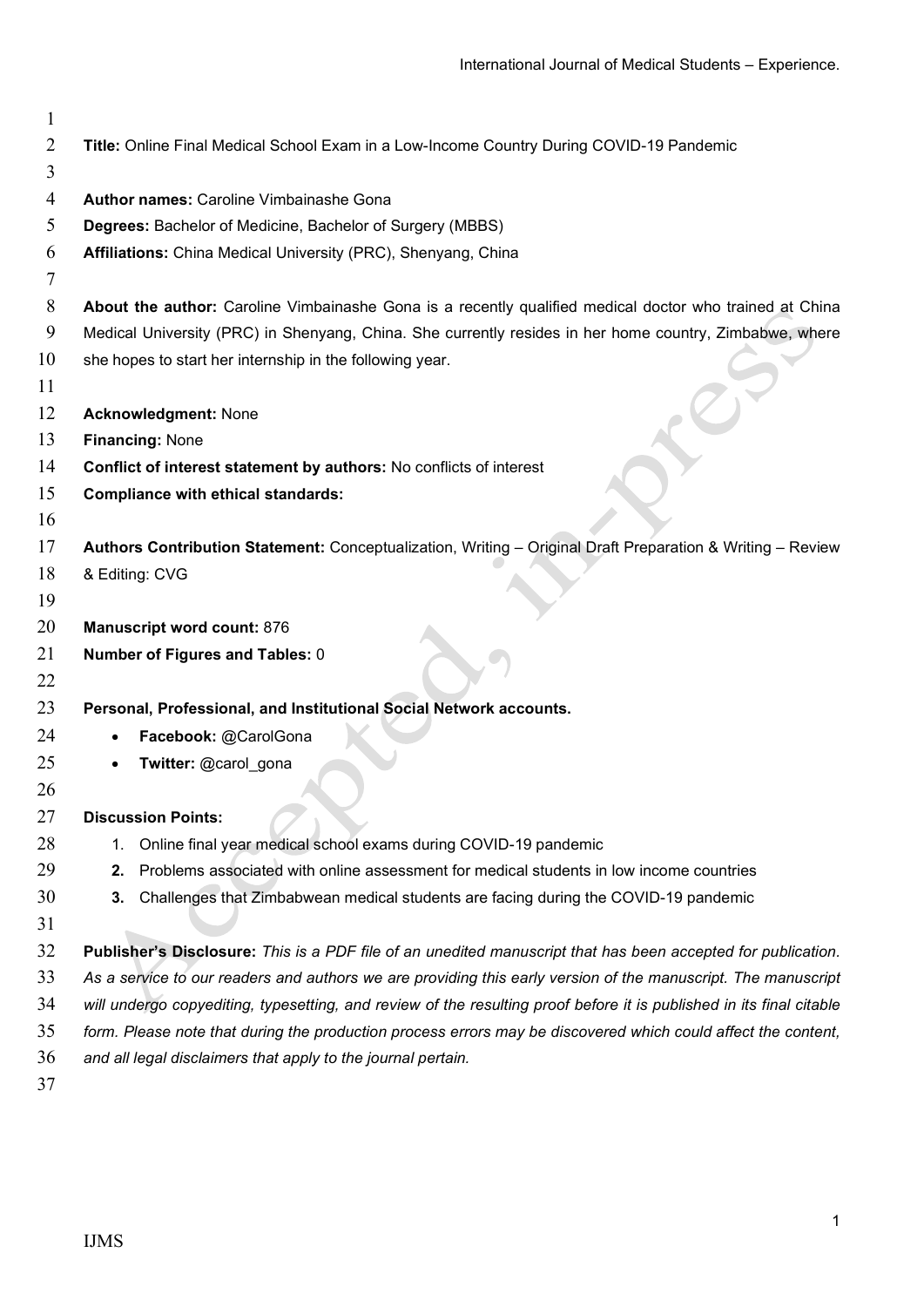**Title:** Online Final Medical School Exam in a Low-Income Country During COVID-19 Pandemic

**Author names:** Caroline Vimbainashe Gona

**Degrees:** Bachelor of Medicine, Bachelor of Surgery (MBBS)

**Affiliations:** China Medical University (PRC), Shenyang, China

**About the author:** Caroline Vimbainashe Gona is a recently qualified medical doctor who trained at China Medical University (PRC) in Shenyang, China. She currently resides in her home country, Zimbabwe, where she hopes to start her internship in the following year.

**Acknowledgment:** None

**Financing:** None

**Conflict of interest statement by authors:** No conflicts of interest

**Compliance with ethical standards:**

**Authors Contribution Statement:** Conceptualization, Writing – Original Draft Preparation & Writing – Review & Editing: CVG

**Manuscript word count:** 876

**Number of Figures and Tables:** 0

**Personal, Professional, and Institutional Social Network accounts.**

- **Facebook:** @CarolGona
- **Twitter:** @carol_gona

**Discussion Points:**

1. Online final year medical school exams during COVID-19 pandemic
2. Problems associated with online assessment for medical students in low income countries
3. Challenges that Zimbabwean medical students are facing during the COVID-19 pandemic

**Publisher's Disclosure:** *This is a PDF file of an unedited manuscript that has been accepted for publication. As a service to our readers and authors we are providing this early version of the manuscript. The manuscript will undergo copyediting, typesetting, and review of the resulting proof before it is published in its final citable form. Please note that during the production process errors may be discovered which could affect the content, and all legal disclaimers that apply to the journal pertain.*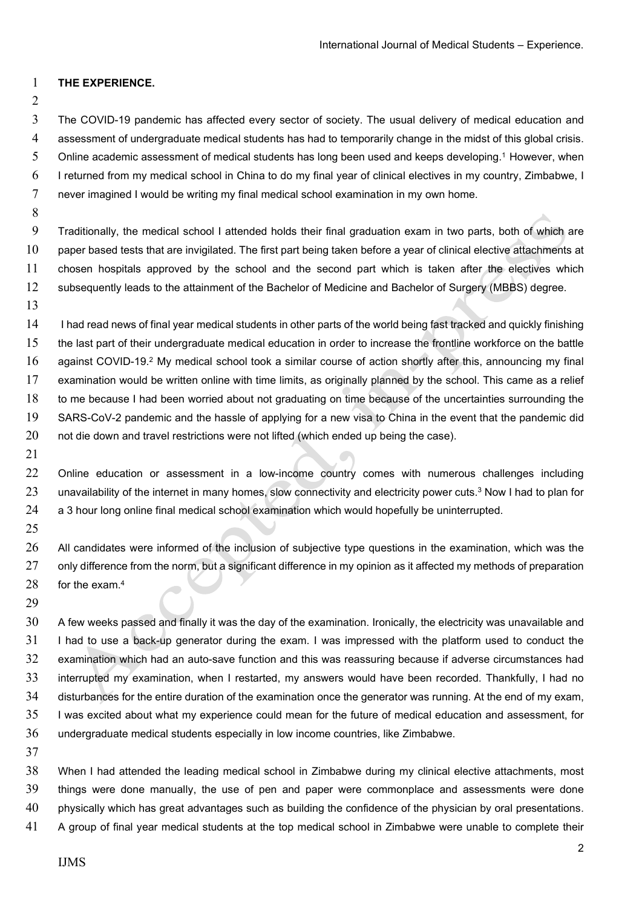**THE EXPERIENCE.**

The COVID-19 pandemic has affected every sector of society. The usual delivery of medical education and assessment of undergraduate medical students has had to temporarily change in the midst of this global crisis. Online academic assessment of medical students has long been used and keeps developing.[1] However, when I returned from my medical school in China to do my final year of clinical electives in my country, Zimbabwe, I never imagined I would be writing my final medical school examination in my own home.

Traditionally, the medical school I attended holds their final graduation exam in two parts, both of which are paper based tests that are invigilated. The first part being taken before a year of clinical elective attachments at chosen hospitals approved by the school and the second part which is taken after the electives which subsequently leads to the attainment of the Bachelor of Medicine and Bachelor of Surgery (MBBS) degree.

I had read news of final year medical students in other parts of the world being fast tracked and quickly finishing the last part of their undergraduate medical education in order to increase the frontline workforce on the battle against COVID-19.[2] My medical school took a similar course of action shortly after this, announcing my final examination would be written online with time limits, as originally planned by the school. This came as a relief to me because I had been worried about not graduating on time because of the uncertainties surrounding the SARS-CoV-2 pandemic and the hassle of applying for a new visa to China in the event that the pandemic did not die down and travel restrictions were not lifted (which ended up being the case).

Online education or assessment in a low-income country comes with numerous challenges including unavailability of the internet in many homes, slow connectivity and electricity power cuts.[3] Now I had to plan for a 3 hour long online final medical school examination which would hopefully be uninterrupted.

All candidates were informed of the inclusion of subjective type questions in the examination, which was the only difference from the norm, but a significant difference in my opinion as it affected my methods of preparation for the exam.[4]

A few weeks passed and finally it was the day of the examination. Ironically, the electricity was unavailable and I had to use a back-up generator during the exam. I was impressed with the platform used to conduct the examination which had an auto-save function and this was reassuring because if adverse circumstances had interrupted my examination, when I restarted, my answers would have been recorded. Thankfully, I had no disturbances for the entire duration of the examination once the generator was running. At the end of my exam, I was excited about what my experience could mean for the future of medical education and assessment, for undergraduate medical students especially in low income countries, like Zimbabwe.

When I had attended the leading medical school in Zimbabwe during my clinical elective attachments, most things were done manually, the use of pen and paper were commonplace and assessments were done physically which has great advantages such as building the confidence of the physician by oral presentations. A group of final year medical students at the top medical school in Zimbabwe were unable to complete their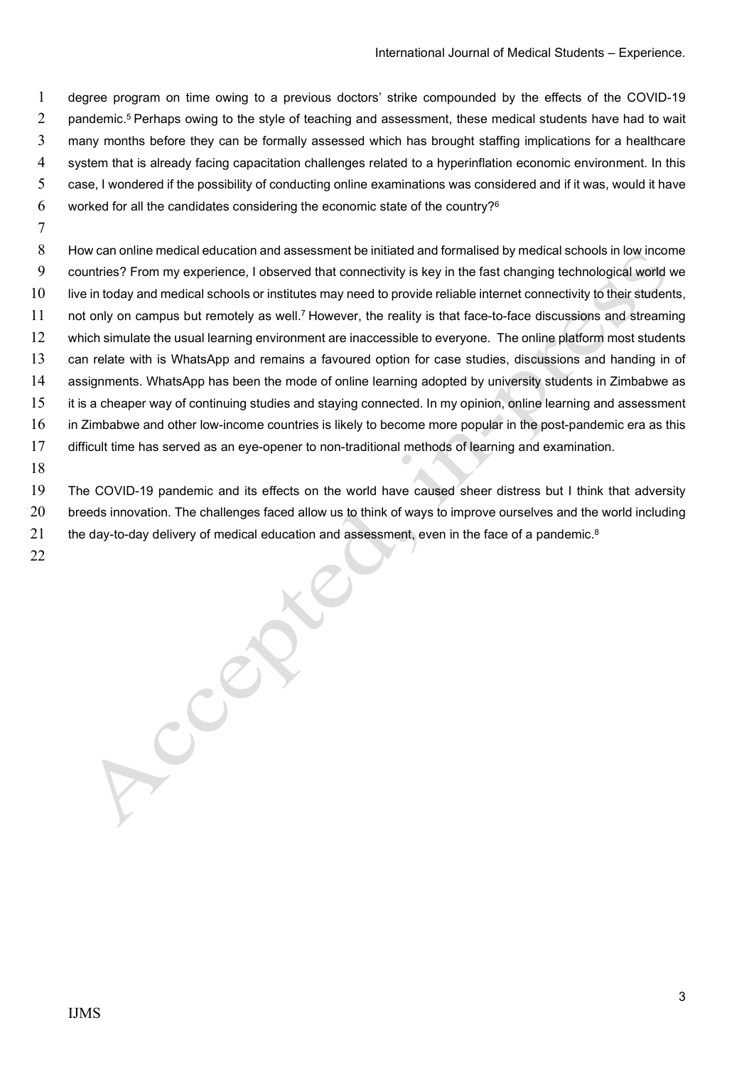degree program on time owing to a previous doctors' strike compounded by the effects of the COVID-19 pandemic.[5] Perhaps owing to the style of teaching and assessment, these medical students have had to wait many months before they can be formally assessed which has brought staffing implications for a healthcare system that is already facing capacitation challenges related to a hyperinflation economic environment. In this case, I wondered if the possibility of conducting online examinations was considered and if it was, would it have worked for all the candidates considering the economic state of the country?[6]

How can online medical education and assessment be initiated and formalised by medical schools in low income countries? From my experience, I observed that connectivity is key in the fast changing technological world we live in today and medical schools or institutes may need to provide reliable internet connectivity to their students, not only on campus but remotely as well.[7] However, the reality is that face-to-face discussions and streaming which simulate the usual learning environment are inaccessible to everyone. The online platform most students can relate with is WhatsApp and remains a favoured option for case studies, discussions and handing in of assignments. WhatsApp has been the mode of online learning adopted by university students in Zimbabwe as it is a cheaper way of continuing studies and staying connected. In my opinion, online learning and assessment in Zimbabwe and other low-income countries is likely to become more popular in the post-pandemic era as this difficult time has served as an eye-opener to non-traditional methods of learning and examination.

The COVID-19 pandemic and its effects on the world have caused sheer distress but I think that adversity breeds innovation. The challenges faced allow us to think of ways to improve ourselves and the world including the day-to-day delivery of medical education and assessment, even in the face of a pandemic.[8]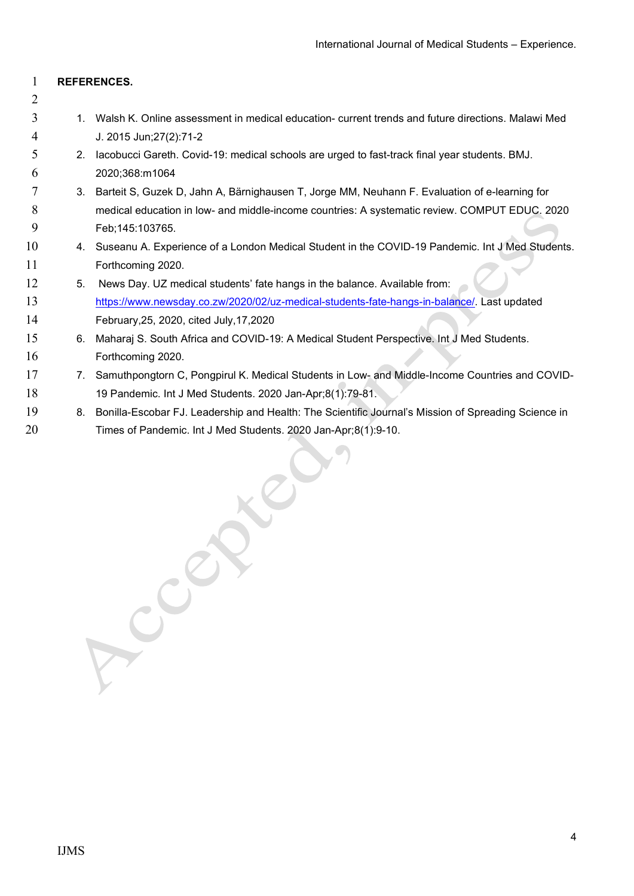**REFERENCES.**

1. Walsh K. Online assessment in medical education- current trends and future directions. Malawi Med J. 2015 Jun;27(2):71-2
2. Iacobucci Gareth. Covid-19: medical schools are urged to fast-track final year students. BMJ. 2020;368:m1064
3. Barteit S, Guzek D, Jahn A, Bärnighausen T, Jorge MM, Neuhann F. Evaluation of e-learning for medical education in low- and middle-income countries: A systematic review. COMPUT EDUC. 2020 Feb;145:103765.
4. Suseanu A. Experience of a London Medical Student in the COVID-19 Pandemic. Int J Med Students. Forthcoming 2020.
5. News Day. UZ medical students' fate hangs in the balance. Available from: https://www.newsday.co.zw/2020/02/uz-medical-students-fate-hangs-in-balance/. Last updated February,25, 2020, cited July,17,2020
6. Maharaj S. South Africa and COVID-19: A Medical Student Perspective. Int J Med Students. Forthcoming 2020.
7. Samuthpongtorn C, Pongpirul K. Medical Students in Low- and Middle-Income Countries and COVID-19 Pandemic. Int J Med Students. 2020 Jan-Apr;8(1):79-81.
8. Bonilla-Escobar FJ. Leadership and Health: The Scientific Journal's Mission of Spreading Science in Times of Pandemic. Int J Med Students. 2020 Jan-Apr;8(1):9-10.